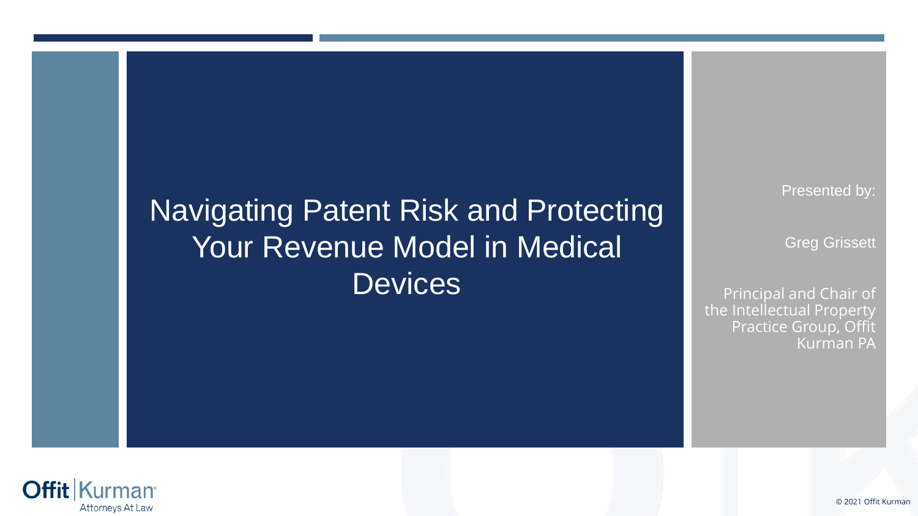# Navigating Patent Risk and Protecting Your Revenue Model in Medical Devices

Presented by:

Greg Grissett

Principal and Chair of the Intellectual Property Practice Group, Offit Kurman PA

Offit | Kurman
Attorneys At Law

© 2021 Offit Kurman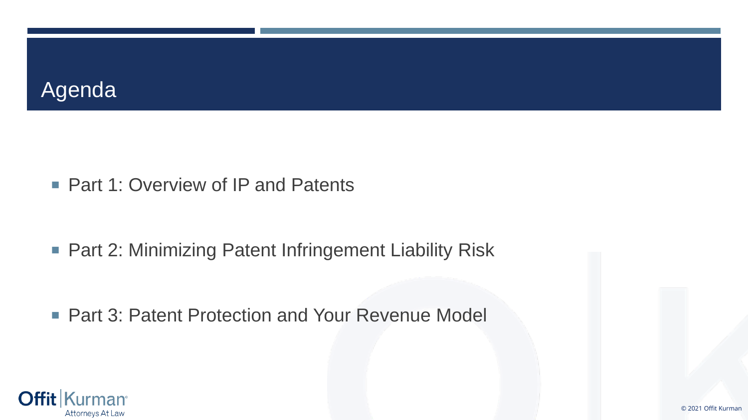# Agenda

- Part 1: Overview of IP and Patents
- Part 2: Minimizing Patent Infringement Liability Risk
- Part 3: Patent Protection and Your Revenue Model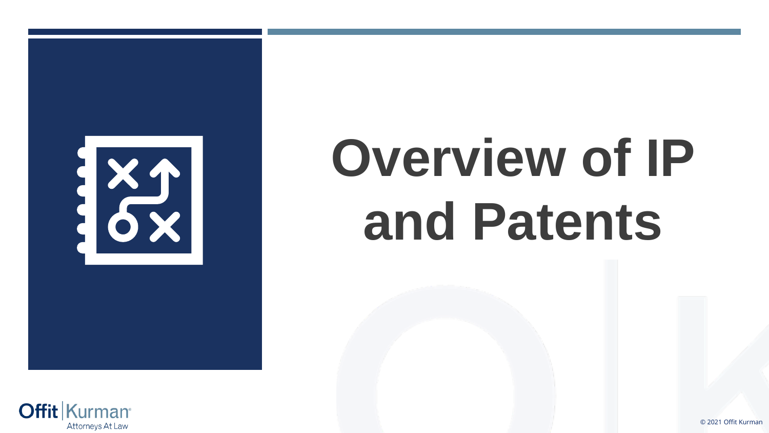# Overview of IP and Patents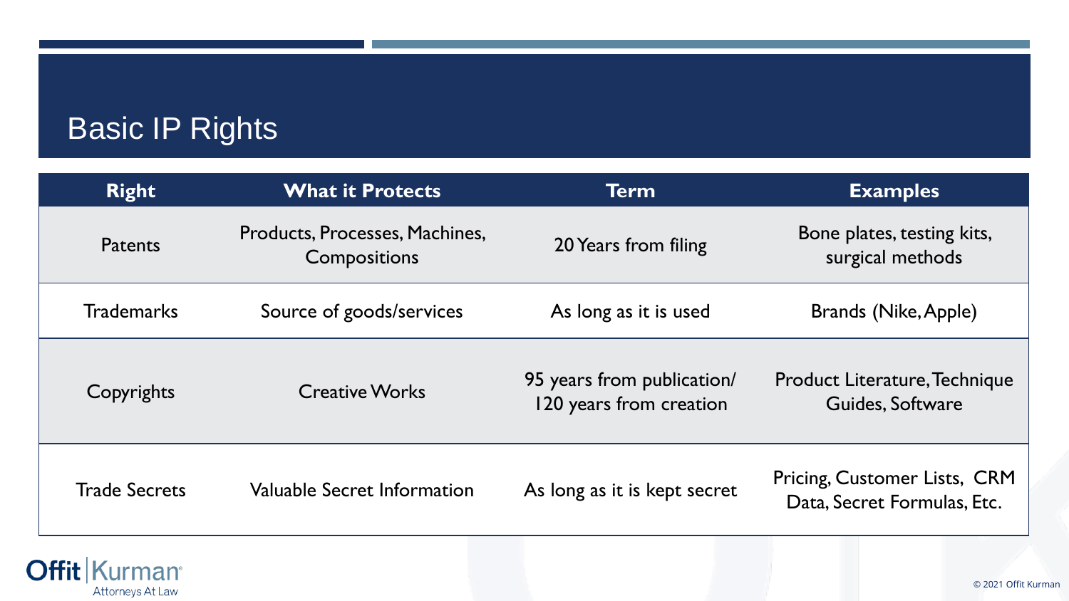# Basic IP Rights

| Right | What it Protects | Term | Examples |
|---|---|---|---|
| Patents | Products, Processes, Machines, Compositions | 20 Years from filing | Bone plates, testing kits, surgical methods |
| Trademarks | Source of goods/services | As long as it is used | Brands (Nike, Apple) |
| Copyrights | Creative Works | 95 years from publication/ 120 years from creation | Product Literature, Technique Guides, Software |
| Trade Secrets | Valuable Secret Information | As long as it is kept secret | Pricing, Customer Lists, CRM Data, Secret Formulas, Etc. |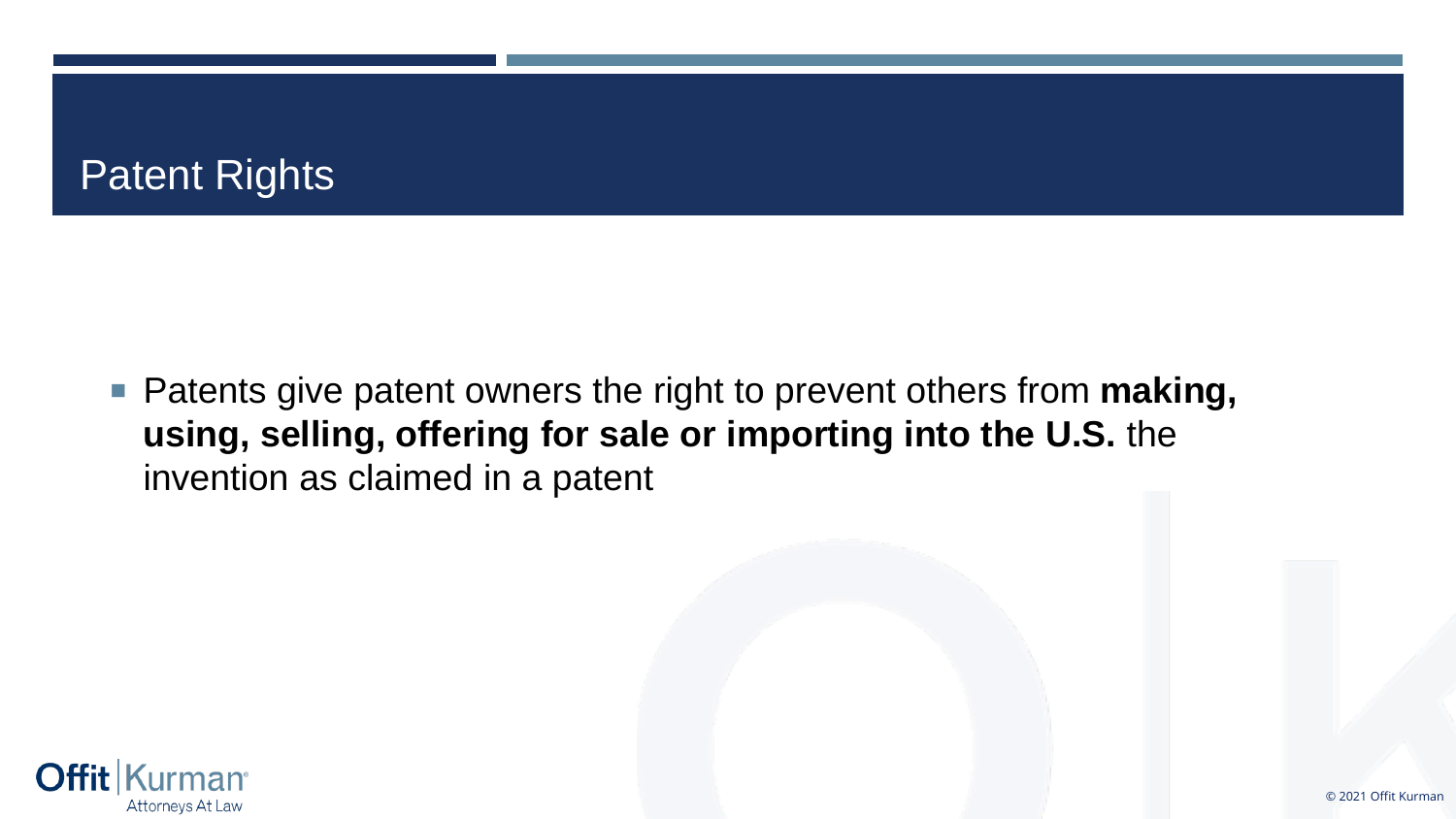# Patent Rights

- Patents give patent owners the right to prevent others from **making, using, selling, offering for sale or importing into the U.S.** the invention as claimed in a patent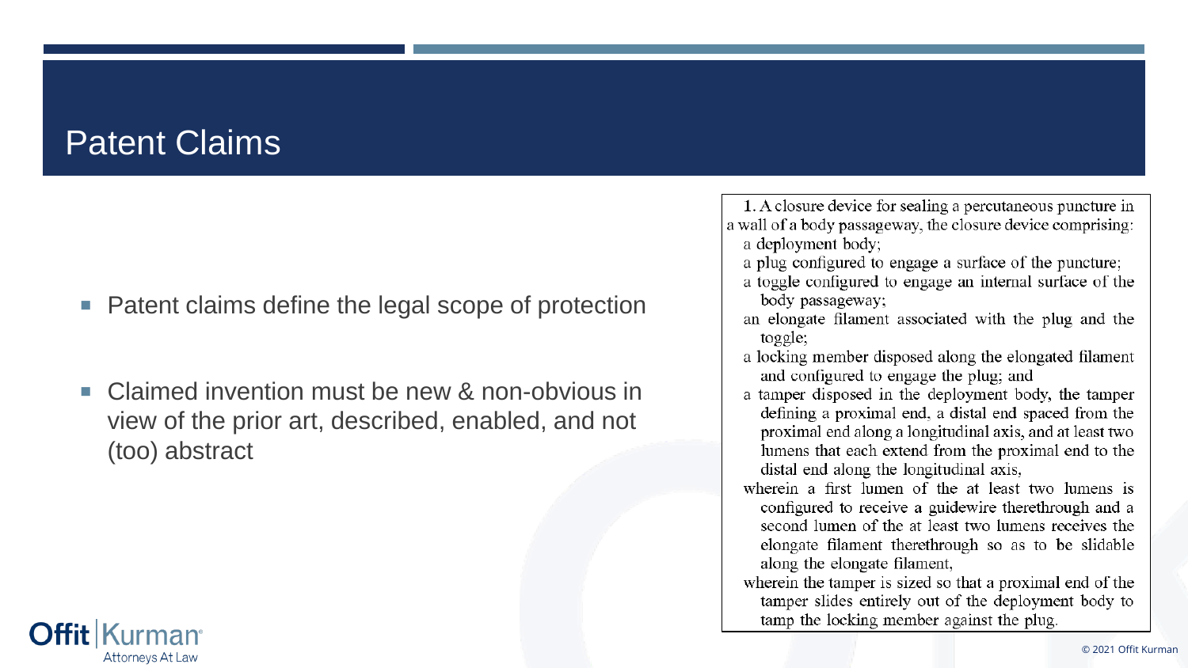# Patent Claims

- Patent claims define the legal scope of protection
- Claimed invention must be new & non-obvious in view of the prior art, described, enabled, and not (too) abstract

1. A closure device for sealing a percutaneous puncture in a wall of a body passageway, the closure device comprising:
   a deployment body;
   a plug configured to engage a surface of the puncture;
   a toggle configured to engage an internal surface of the body passageway;
   an elongate filament associated with the plug and the toggle;
   a locking member disposed along the elongated filament and configured to engage the plug; and
   a tamper disposed in the deployment body, the tamper defining a proximal end, a distal end spaced from the proximal end along a longitudinal axis, and at least two lumens that each extend from the proximal end to the distal end along the longitudinal axis,
   wherein a first lumen of the at least two lumens is configured to receive a guidewire therethrough and a second lumen of the at least two lumens receives the elongate filament therethrough so as to be slidable along the elongate filament,
   wherein the tamper is sized so that a proximal end of the tamper slides entirely out of the deployment body to tamp the locking member against the plug.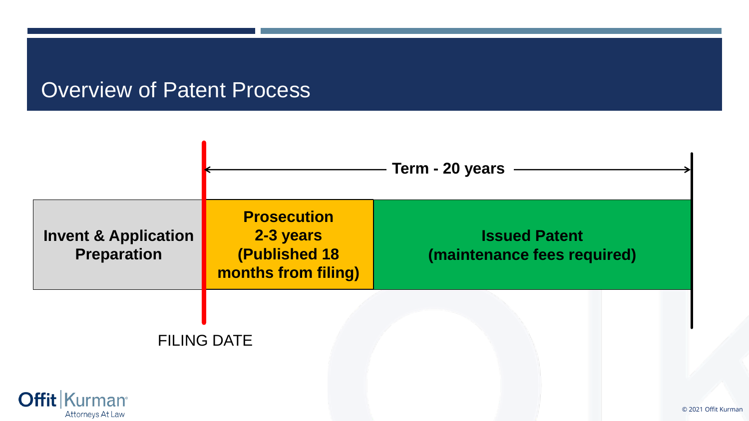# Overview of Patent Process

Term - 20 years

| Invent & Application Preparation | Prosecution 2-3 years (Published 18 months from filing) | Issued Patent (maintenance fees required) |
|---|---|---|

FILING DATE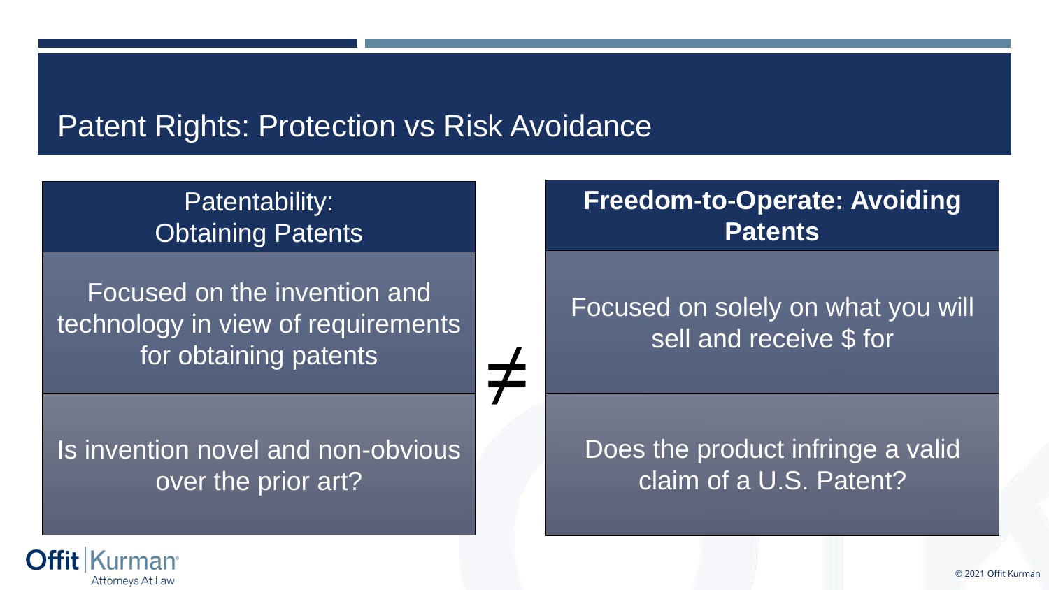# Patent Rights: Protection vs Risk Avoidance

| Patentability: Obtaining Patents | | **Freedom-to-Operate: Avoiding Patents** |
| --- | --- | --- |
| Focused on the invention and technology in view of requirements for obtaining patents | ≠ | Focused on solely on what you will sell and receive $ for |
| Is invention novel and non-obvious over the prior art? | | Does the product infringe a valid claim of a U.S. Patent? |

Offit | Kurman
Attorneys At Law

© 2021 Offit Kurman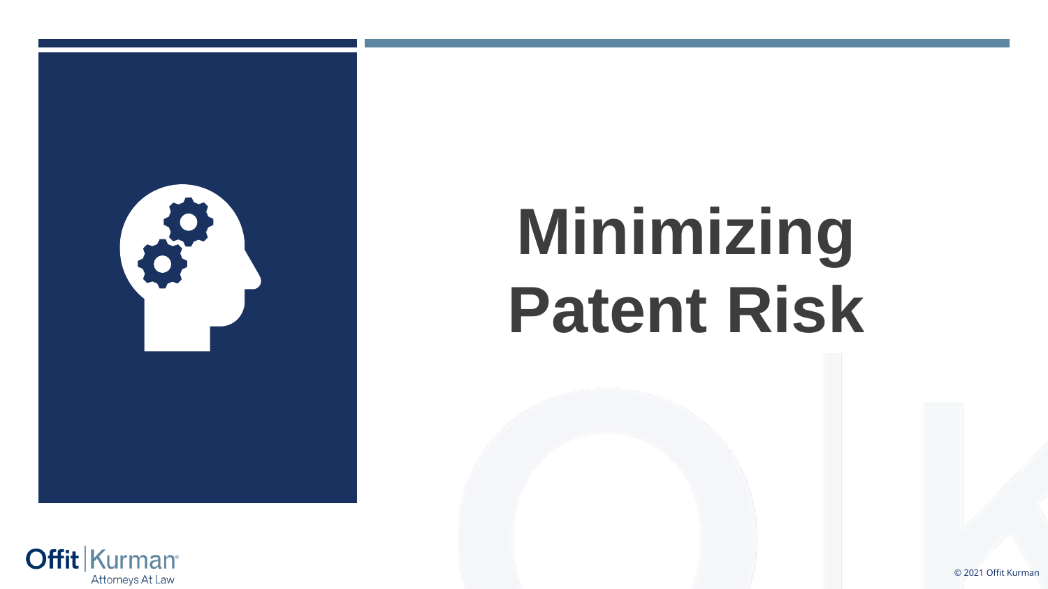# Minimizing Patent Risk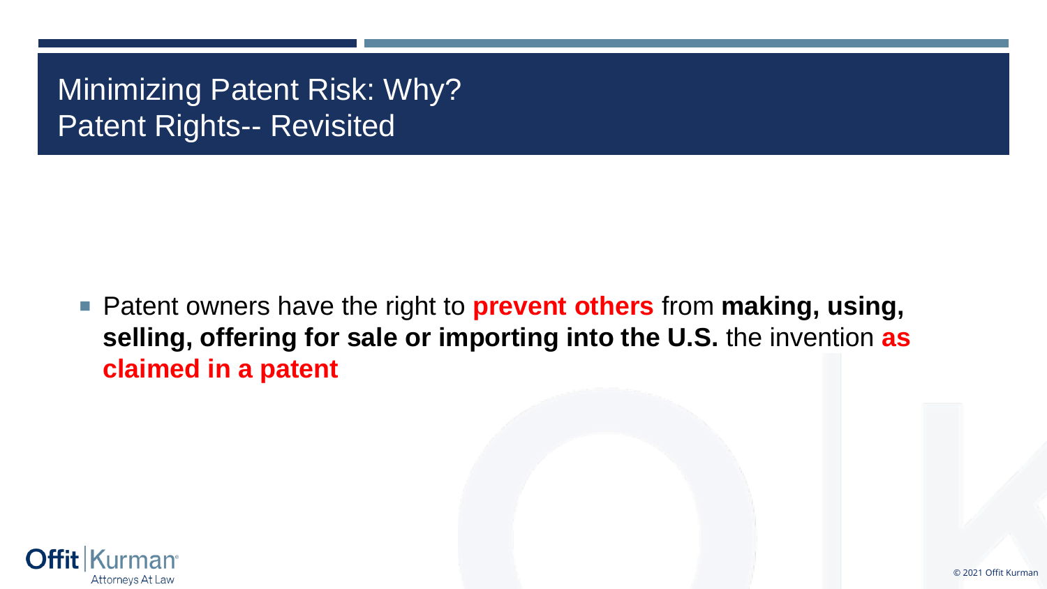# Minimizing Patent Risk: Why?
# Patent Rights-- Revisited

- Patent owners have the right to **prevent others** from **making, using, selling, offering for sale or importing into the U.S.** the invention **as claimed in a patent**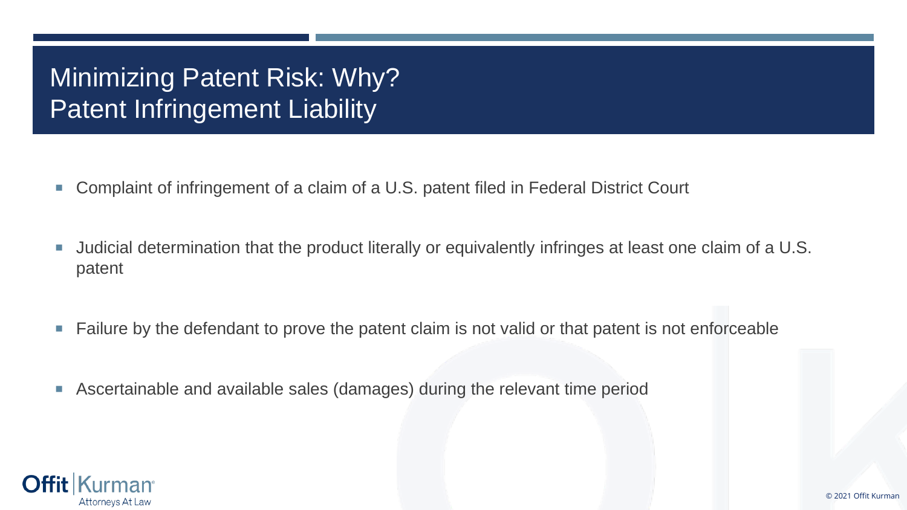# Minimizing Patent Risk: Why?
# Patent Infringement Liability

- Complaint of infringement of a claim of a U.S. patent filed in Federal District Court
- Judicial determination that the product literally or equivalently infringes at least one claim of a U.S. patent
- Failure by the defendant to prove the patent claim is not valid or that patent is not enforceable
- Ascertainable and available sales (damages) during the relevant time period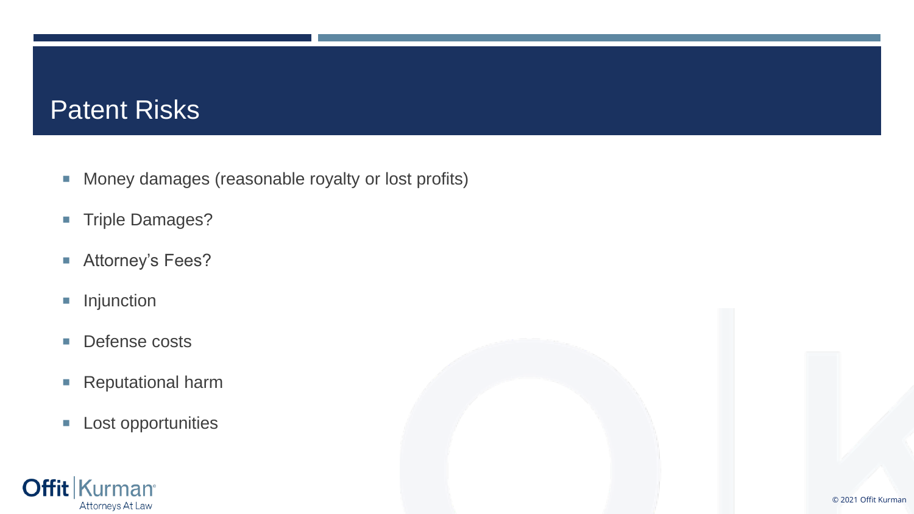# Patent Risks

- Money damages (reasonable royalty or lost profits)
- Triple Damages?
- Attorney's Fees?
- Injunction
- Defense costs
- Reputational harm
- Lost opportunities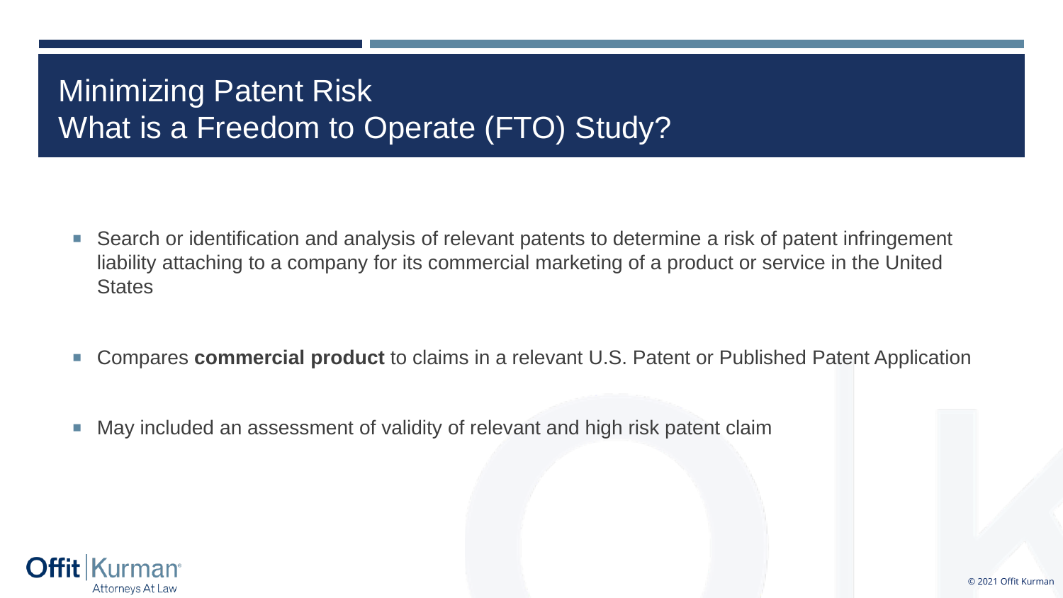# Minimizing Patent Risk
# What is a Freedom to Operate (FTO) Study?

- Search or identification and analysis of relevant patents to determine a risk of patent infringement liability attaching to a company for its commercial marketing of a product or service in the United States

- Compares **commercial product** to claims in a relevant U.S. Patent or Published Patent Application

- May included an assessment of validity of relevant and high risk patent claim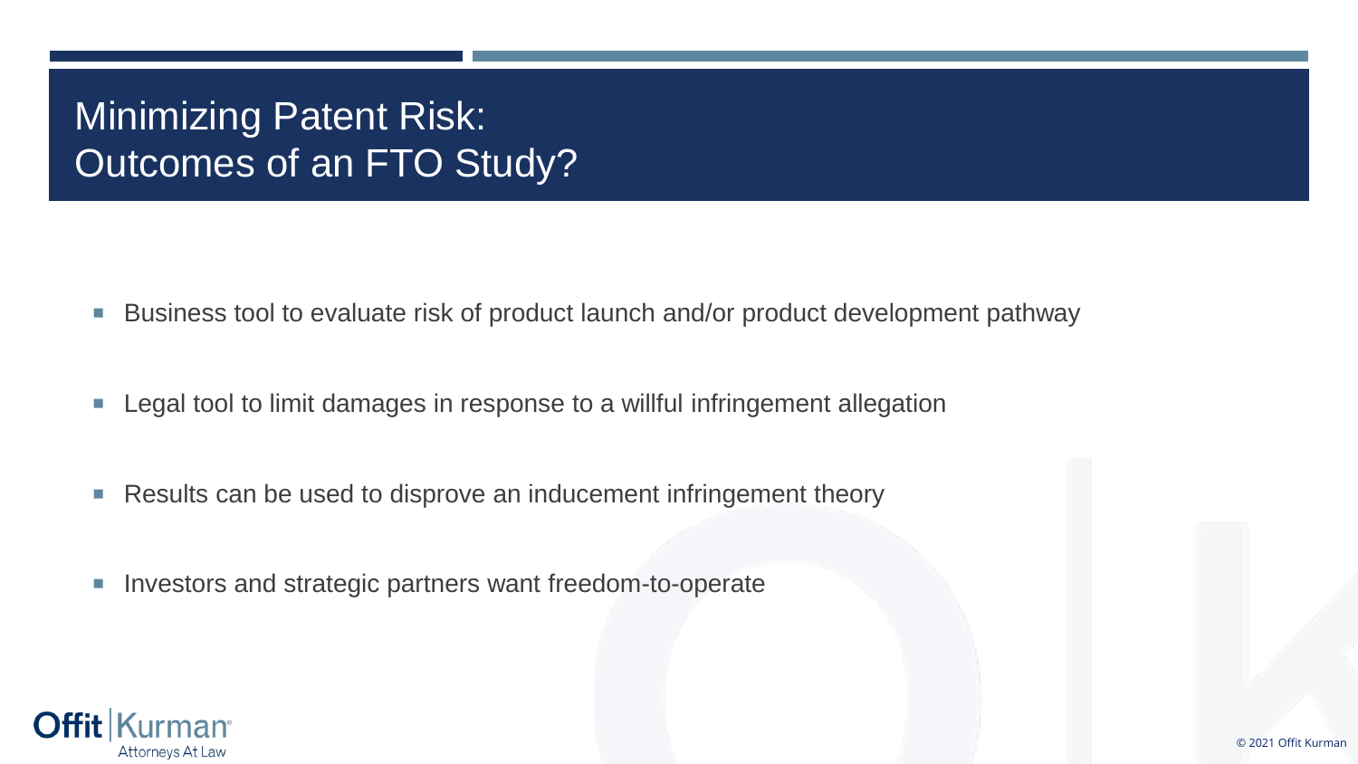# Minimizing Patent Risk: Outcomes of an FTO Study?

- Business tool to evaluate risk of product launch and/or product development pathway
- Legal tool to limit damages in response to a willful infringement allegation
- Results can be used to disprove an inducement infringement theory
- Investors and strategic partners want freedom-to-operate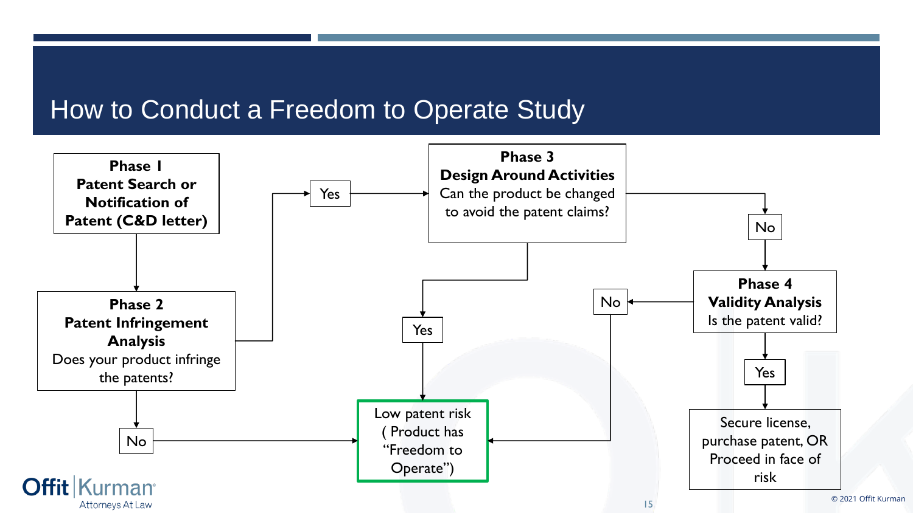# How to Conduct a Freedom to Operate Study

**Phase I**
**Patent Search or Notification of Patent (C&D letter)**

**Phase 2**
**Patent Infringement Analysis**
Does your product infringe the patents?

- Yes → Phase 3
- No → Low patent risk

**Phase 3**
**Design Around Activities**
Can the product be changed to avoid the patent claims?

- Yes → Low patent risk
- No → Phase 4

**Phase 4**
**Validity Analysis**
Is the patent valid?

- No → Low patent risk
- Yes → Secure license, purchase patent, OR Proceed in face of risk

Low patent risk ( Product has "Freedom to Operate")

Secure license, purchase patent, OR Proceed in face of risk

© 2021 Offit Kurman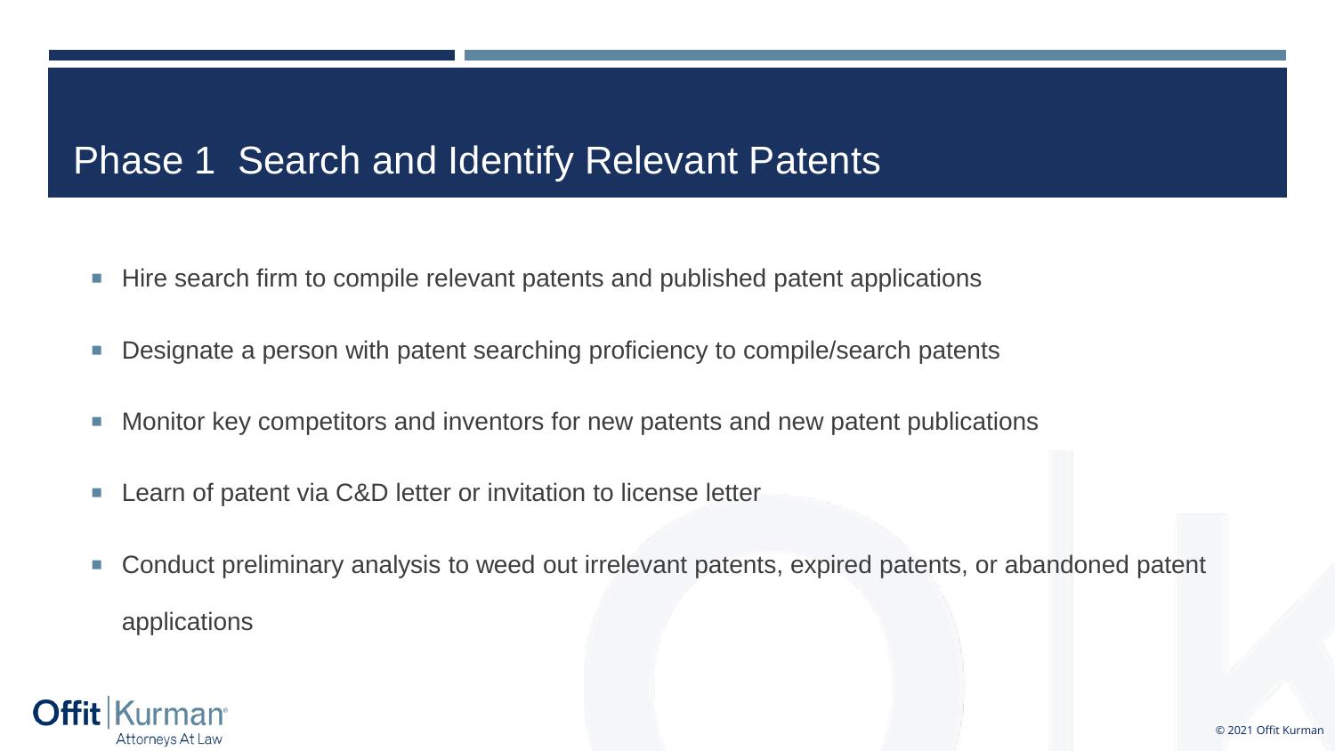# Phase 1 Search and Identify Relevant Patents

- Hire search firm to compile relevant patents and published patent applications
- Designate a person with patent searching proficiency to compile/search patents
- Monitor key competitors and inventors for new patents and new patent publications
- Learn of patent via C&D letter or invitation to license letter
- Conduct preliminary analysis to weed out irrelevant patents, expired patents, or abandoned patent applications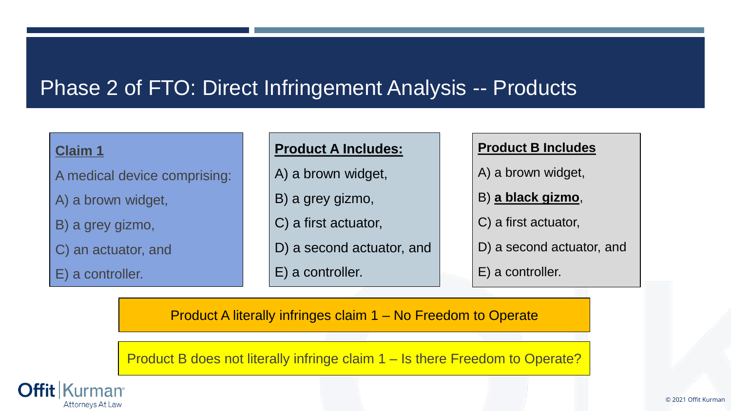# Phase 2 of FTO: Direct Infringement Analysis -- Products

**Claim 1**

A medical device comprising:

A) a brown widget,

B) a grey gizmo,

C) an actuator, and

E) a controller.

**Product A Includes:**

A) a brown widget,

B) a grey gizmo,

C) a first actuator,

D) a second actuator, and

E) a controller.

**Product B Includes**

A) a brown widget,

B) **a black gizmo**,

C) a first actuator,

D) a second actuator, and

E) a controller.

Product A literally infringes claim 1 – No Freedom to Operate

Product B does not literally infringe claim 1 – Is there Freedom to Operate?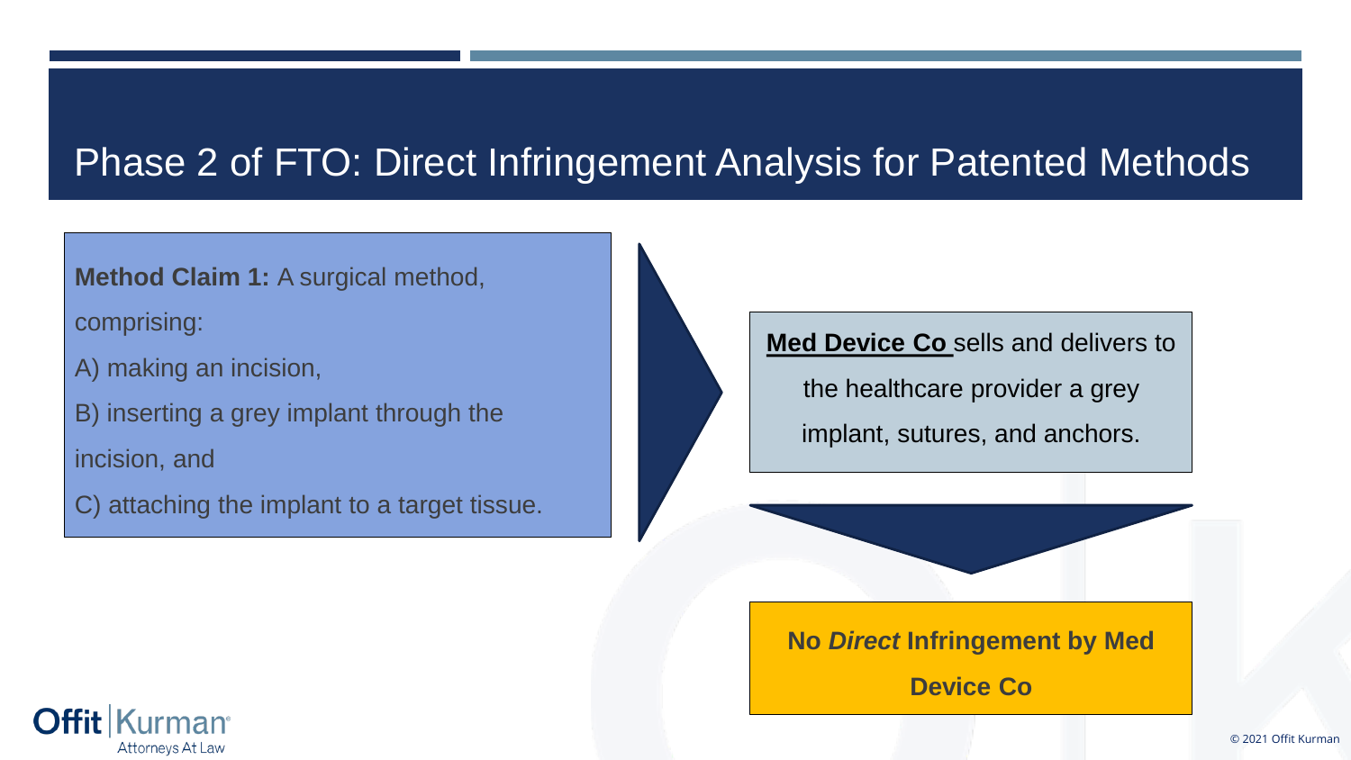# Phase 2 of FTO: Direct Infringement Analysis for Patented Methods

**Method Claim 1:** A surgical method, comprising:

A) making an incision,

B) inserting a grey implant through the incision, and

C) attaching the implant to a target tissue.

**Med Device Co** sells and delivers to the healthcare provider a grey implant, sutures, and anchors.

**No *Direct* Infringement by Med Device Co**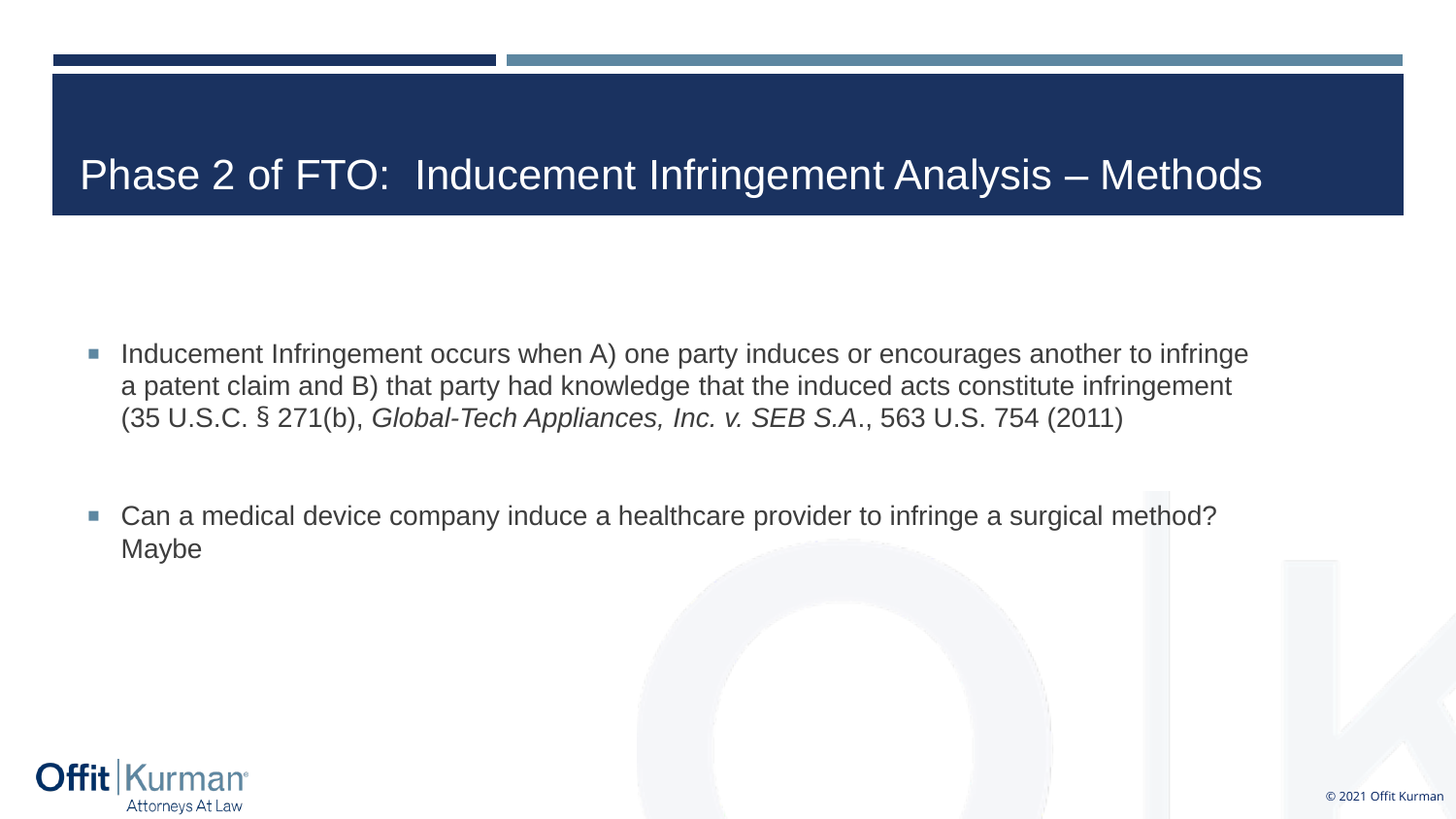# Phase 2 of FTO: Inducement Infringement Analysis – Methods

- Inducement Infringement occurs when A) one party induces or encourages another to infringe a patent claim and B) that party had knowledge that the induced acts constitute infringement (35 U.S.C. § 271(b), *Global-Tech Appliances, Inc. v. SEB S.A*., 563 U.S. 754 (2011)

- Can a medical device company induce a healthcare provider to infringe a surgical method? Maybe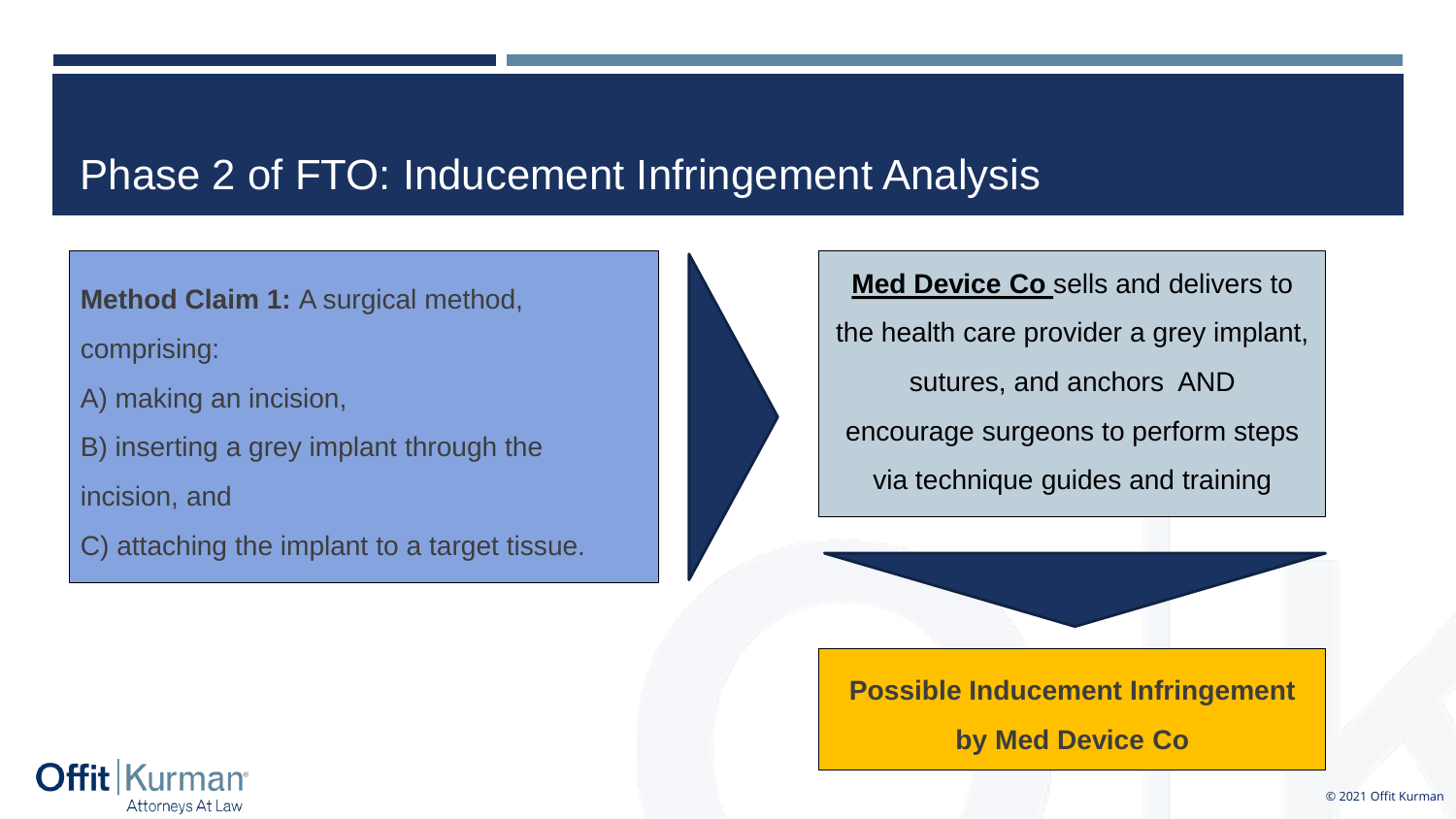# Phase 2 of FTO: Inducement Infringement Analysis

**Method Claim 1:** A surgical method, comprising:

A) making an incision,

B) inserting a grey implant through the incision, and

C) attaching the implant to a target tissue.

**Med Device Co** sells and delivers to the health care provider a grey implant, sutures, and anchors AND encourage surgeons to perform steps via technique guides and training

**Possible Inducement Infringement by Med Device Co**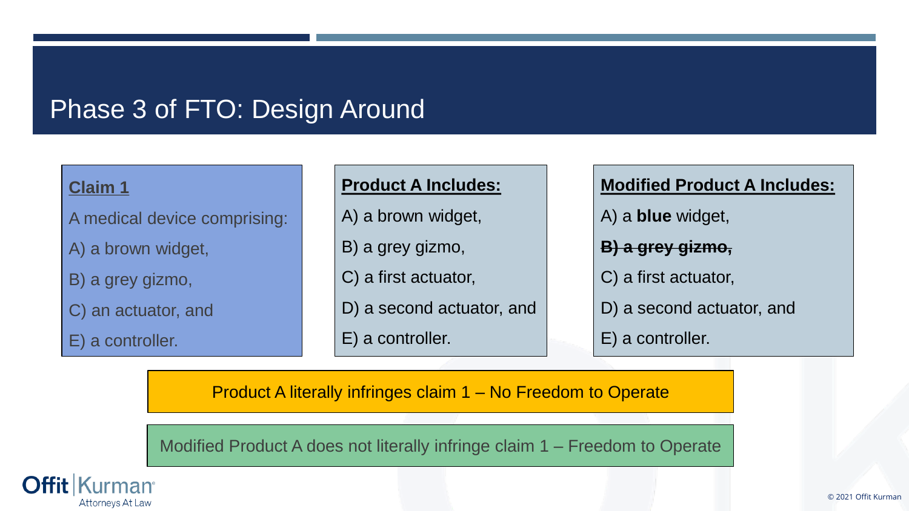# Phase 3 of FTO: Design Around

**Claim 1**

A medical device comprising:

A) a brown widget,

B) a grey gizmo,

C) an actuator, and

E) a controller.

**Product A Includes:**

A) a brown widget,

B) a grey gizmo,

C) a first actuator,

D) a second actuator, and

E) a controller.

**Modified Product A Includes:**

A) a **blue** widget,

~~**B) a grey gizmo,**~~

C) a first actuator,

D) a second actuator, and

E) a controller.

Product A literally infringes claim 1 – No Freedom to Operate

Modified Product A does not literally infringe claim 1 – Freedom to Operate

Offit | Kurman
Attorneys At Law

© 2021 Offit Kurman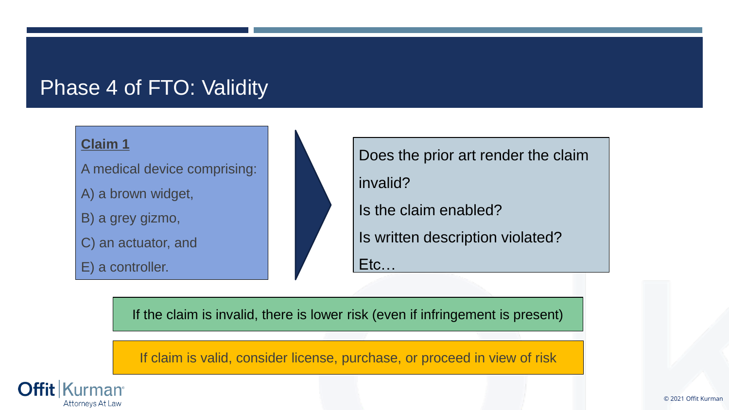# Phase 4 of FTO: Validity

**Claim 1**

A medical device comprising:

A) a brown widget,

B) a grey gizmo,

C) an actuator, and

E) a controller.

Does the prior art render the claim invalid?

Is the claim enabled?

Is written description violated?

Etc…

If the claim is invalid, there is lower risk (even if infringement is present)

If claim is valid, consider license, purchase, or proceed in view of risk

Offit | Kurman
Attorneys At Law

© 2021 Offit Kurman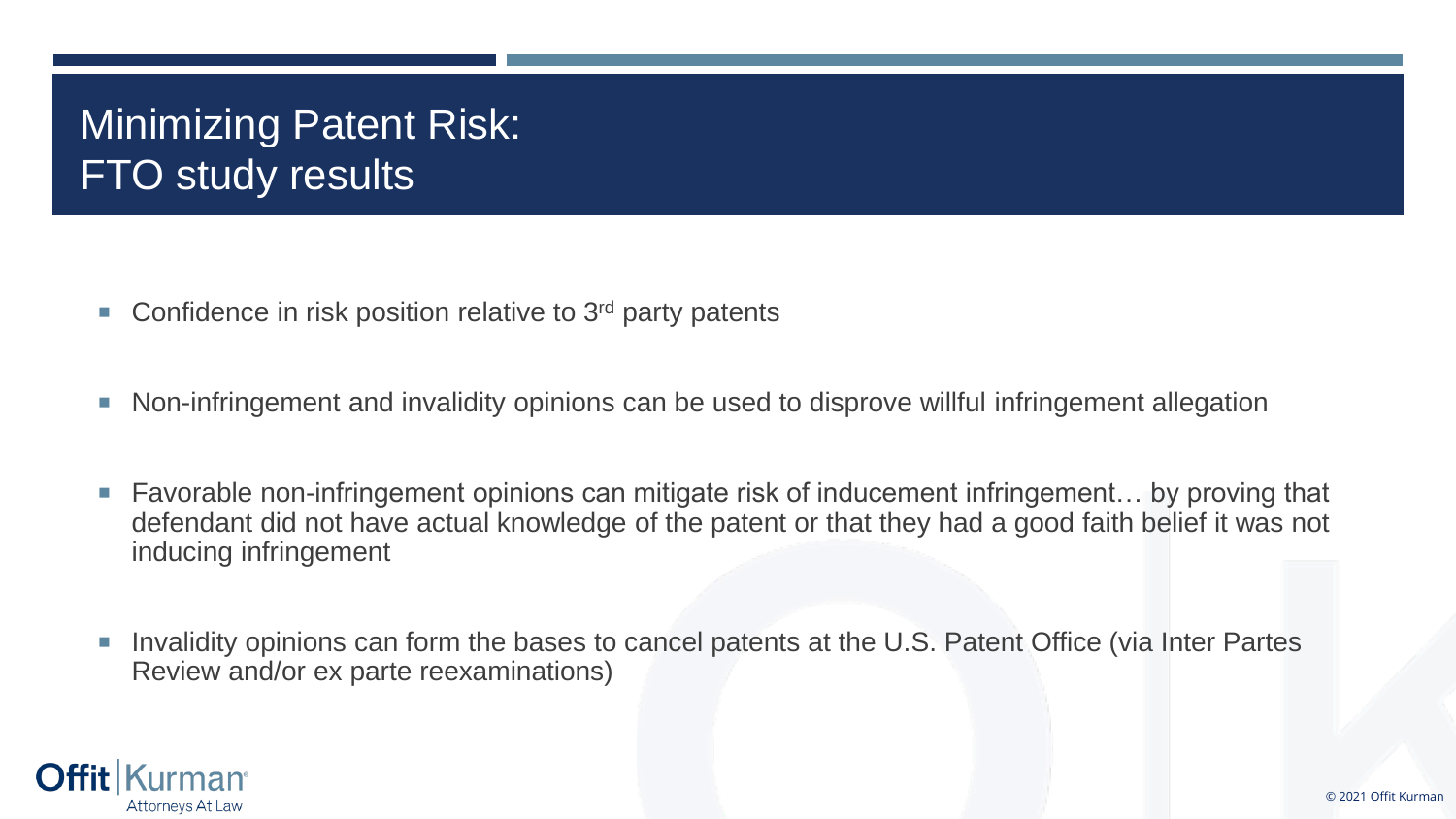# Minimizing Patent Risk: FTO study results

- Confidence in risk position relative to 3rd party patents
- Non-infringement and invalidity opinions can be used to disprove willful infringement allegation
- Favorable non-infringement opinions can mitigate risk of inducement infringement… by proving that defendant did not have actual knowledge of the patent or that they had a good faith belief it was not inducing infringement
- Invalidity opinions can form the bases to cancel patents at the U.S. Patent Office (via Inter Partes Review and/or ex parte reexaminations)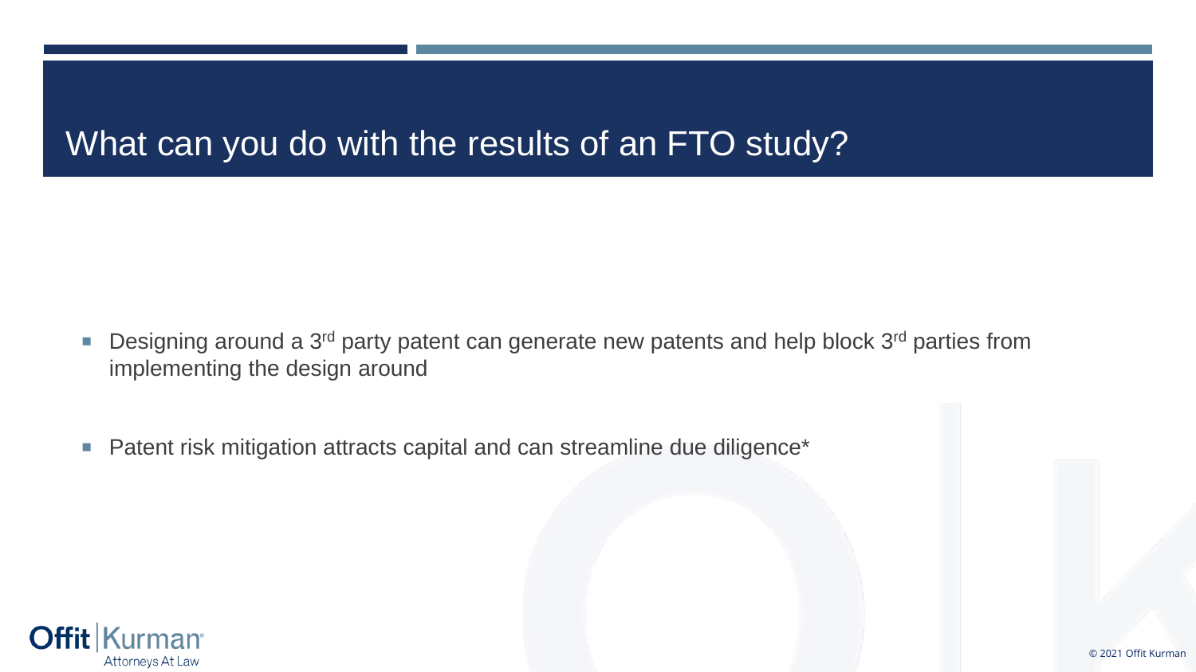# What can you do with the results of an FTO study?

- Designing around a 3rd party patent can generate new patents and help block 3rd parties from implementing the design around
- Patent risk mitigation attracts capital and can streamline due diligence*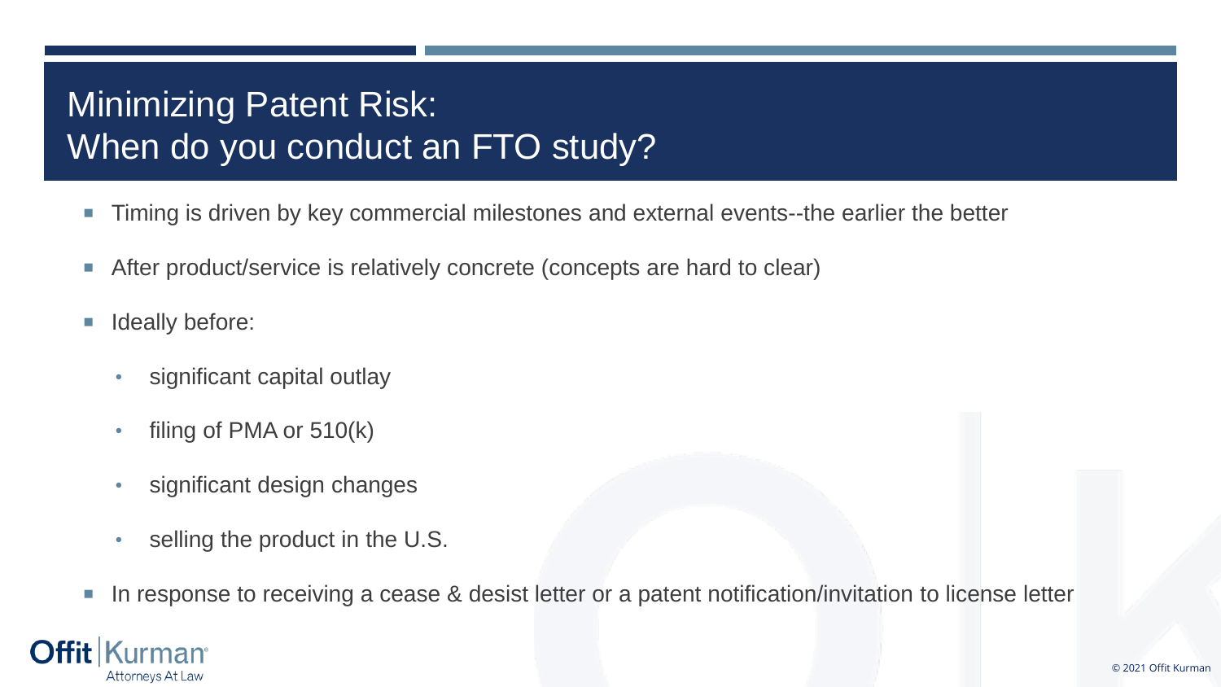# Minimizing Patent Risk: When do you conduct an FTO study?

- Timing is driven by key commercial milestones and external events--the earlier the better
- After product/service is relatively concrete (concepts are hard to clear)
- Ideally before:
  - significant capital outlay
  - filing of PMA or 510(k)
  - significant design changes
  - selling the product in the U.S.
- In response to receiving a cease & desist letter or a patent notification/invitation to license letter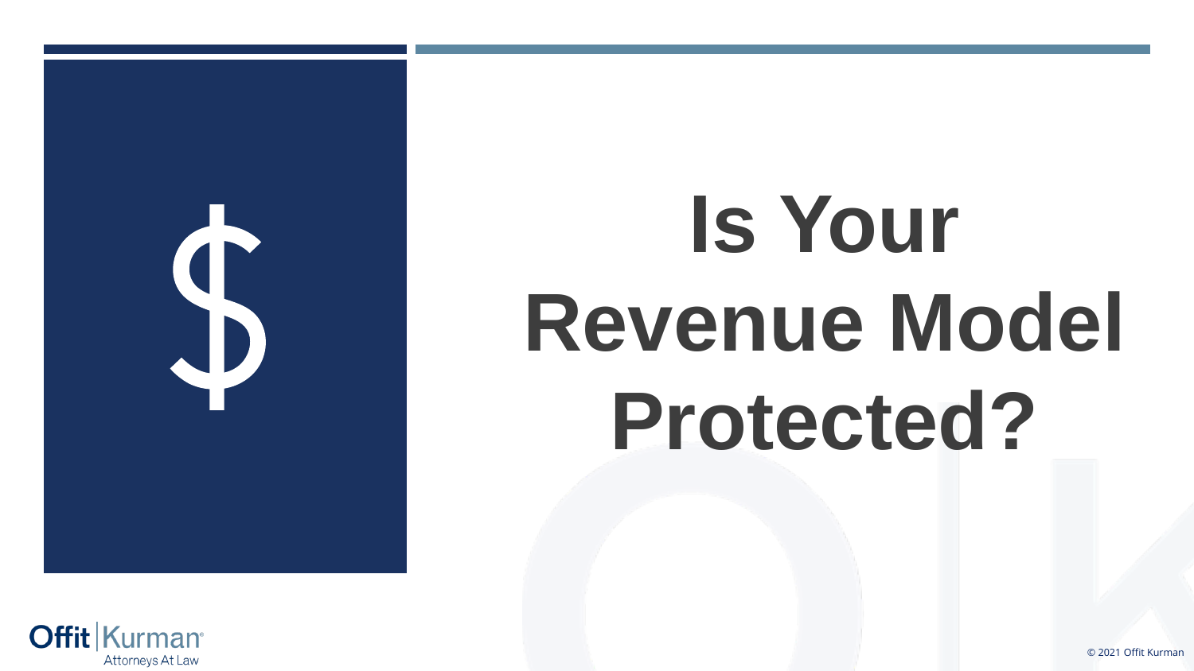# Is Your Revenue Model Protected?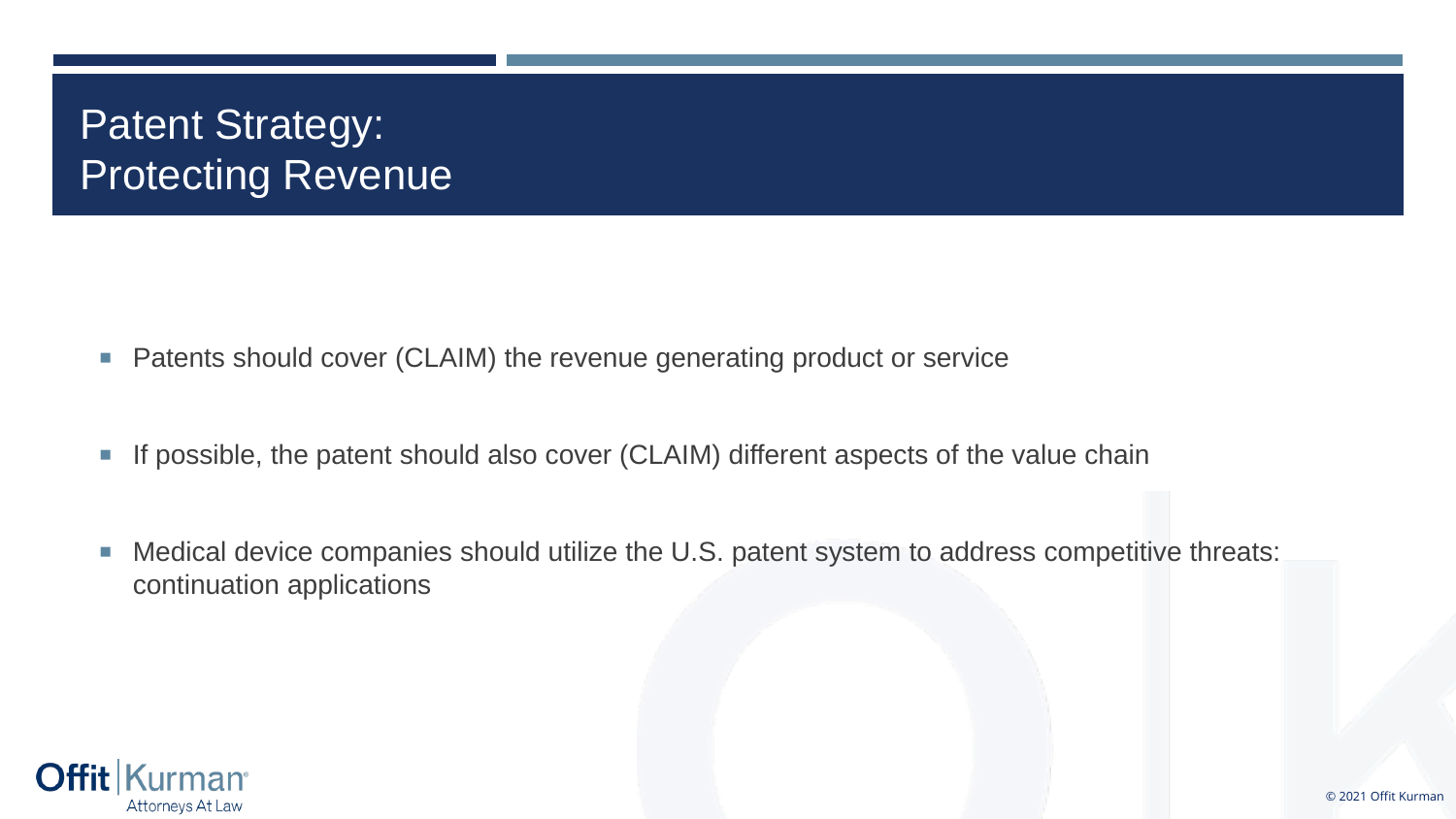# Patent Strategy: Protecting Revenue

- Patents should cover (CLAIM) the revenue generating product or service
- If possible, the patent should also cover (CLAIM) different aspects of the value chain
- Medical device companies should utilize the U.S. patent system to address competitive threats: continuation applications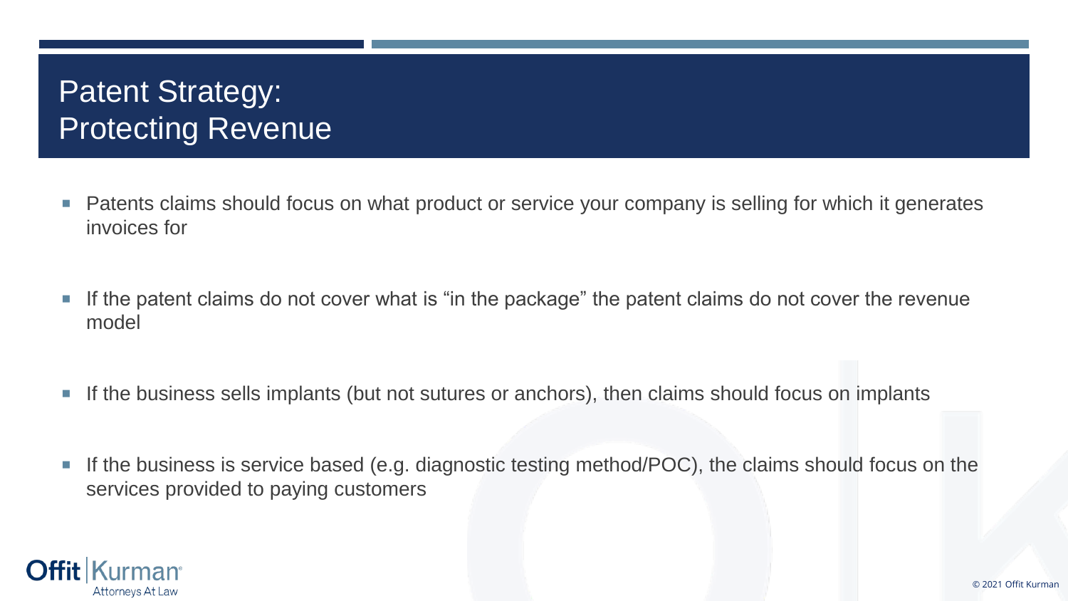# Patent Strategy: Protecting Revenue

- Patents claims should focus on what product or service your company is selling for which it generates invoices for
- If the patent claims do not cover what is “in the package” the patent claims do not cover the revenue model
- If the business sells implants (but not sutures or anchors), then claims should focus on implants
- If the business is service based (e.g. diagnostic testing method/POC), the claims should focus on the services provided to paying customers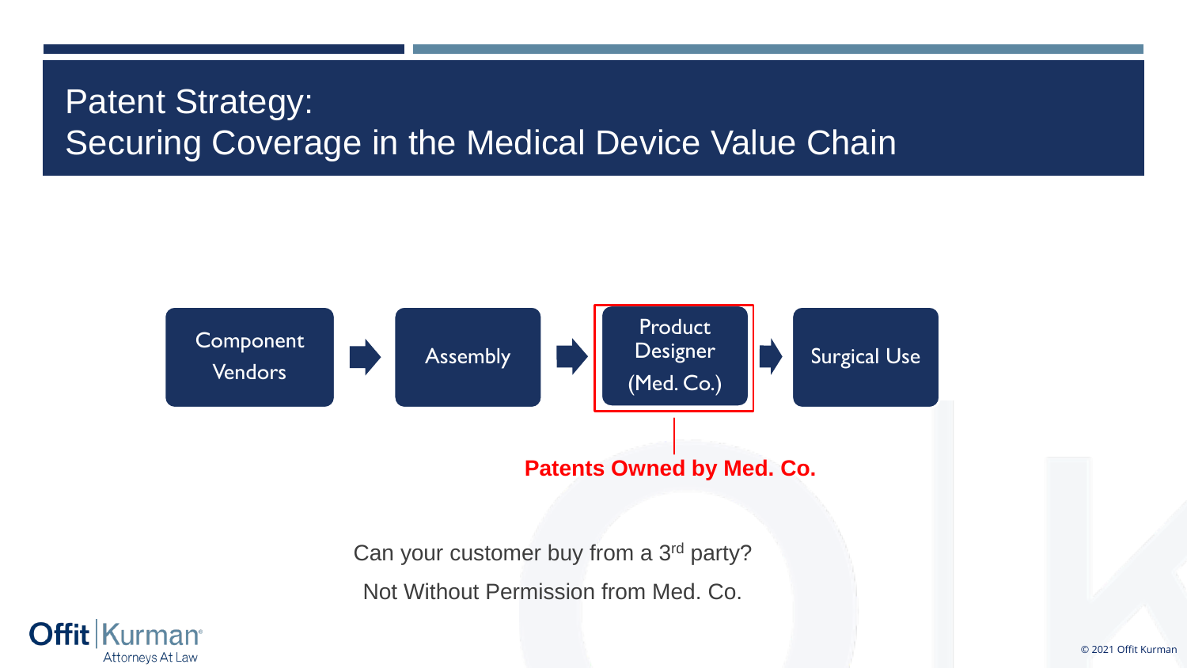# Patent Strategy: Securing Coverage in the Medical Device Value Chain

Component Vendors → Assembly → Product Designer (Med. Co.) → Surgical Use

**Patents Owned by Med. Co.**

Can your customer buy from a 3rd party?

Not Without Permission from Med. Co.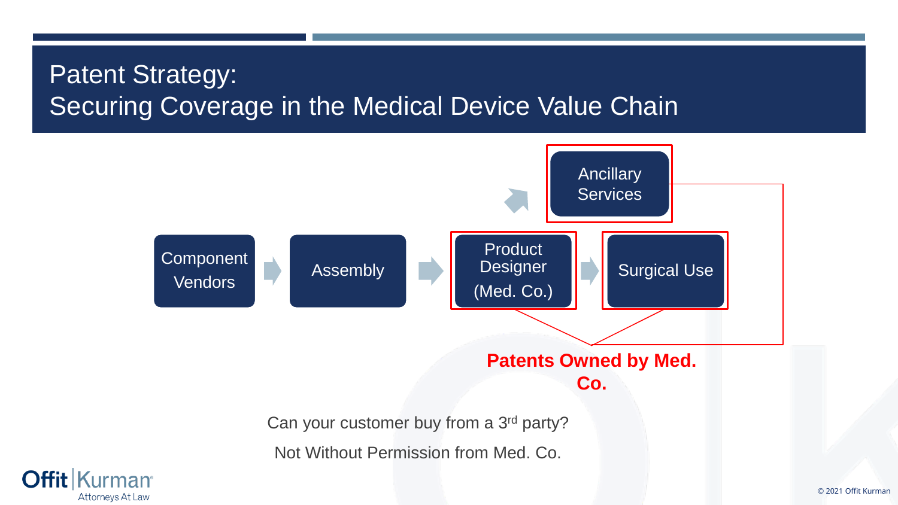# Patent Strategy:
# Securing Coverage in the Medical Device Value Chain

Component Vendors → Assembly → Product Designer (Med. Co.) → Surgical Use

Ancillary Services

**Patents Owned by Med. Co.**

Can your customer buy from a 3rd party?

Not Without Permission from Med. Co.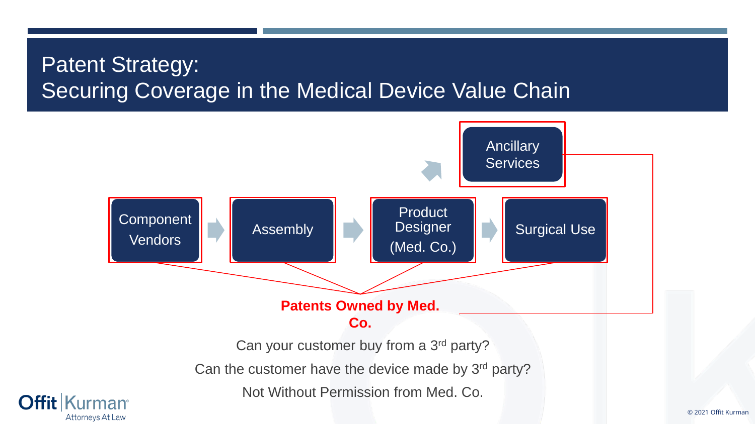# Patent Strategy: Securing Coverage in the Medical Device Value Chain

Component Vendors → Assembly → Product Designer (Med. Co.) → Surgical Use

Ancillary Services

**Patents Owned by Med. Co.**

Can your customer buy from a 3rd party?

Can the customer have the device made by 3rd party?

Not Without Permission from Med. Co.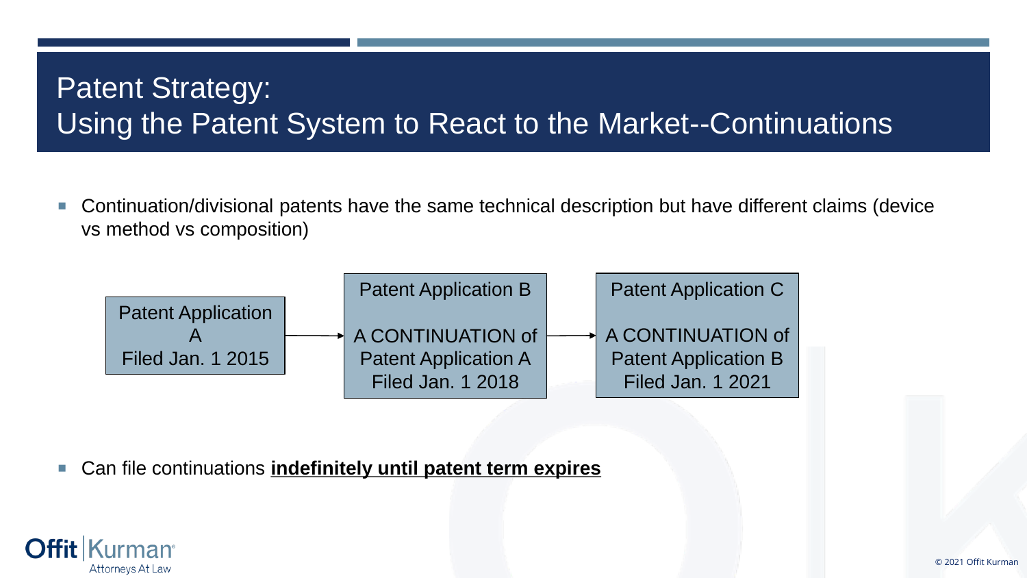# Patent Strategy:
# Using the Patent System to React to the Market--Continuations

- Continuation/divisional patents have the same technical description but have different claims (device vs method vs composition)

Patent Application A
Filed Jan. 1 2015

→

Patent Application B

A CONTINUATION of Patent Application A
Filed Jan. 1 2018

→

Patent Application C

A CONTINUATION of Patent Application B
Filed Jan. 1 2021

- Can file continuations **indefinitely until patent term expires**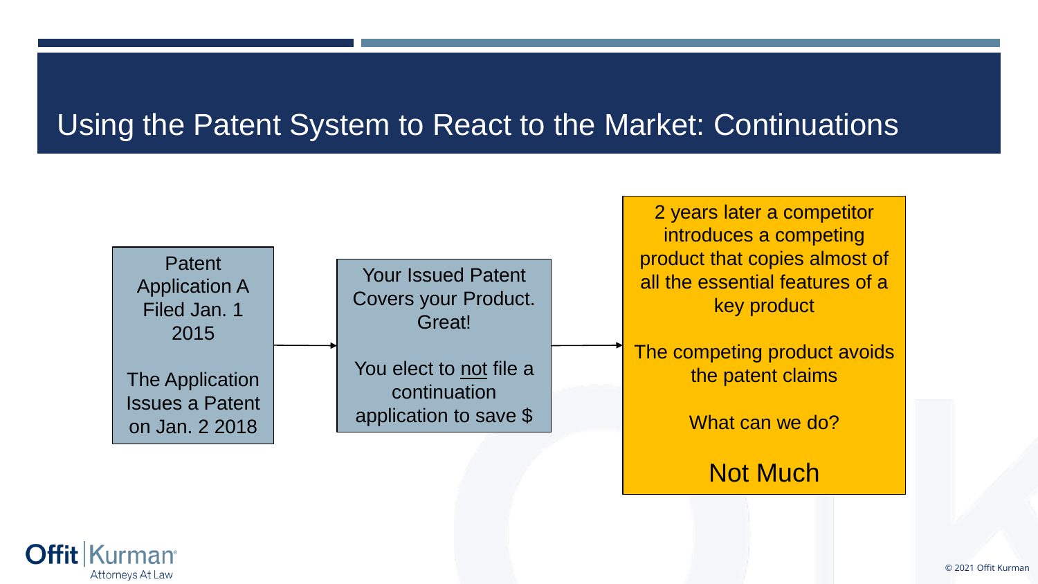# Using the Patent System to React to the Market: Continuations

Patent Application A Filed Jan. 1 2015

The Application Issues a Patent on Jan. 2 2018

→

Your Issued Patent Covers your Product. Great!

You elect to not file a continuation application to save $

→

2 years later a competitor introduces a competing product that copies almost of all the essential features of a key product

The competing product avoids the patent claims

What can we do?

Not Much

© 2021 Offit Kurman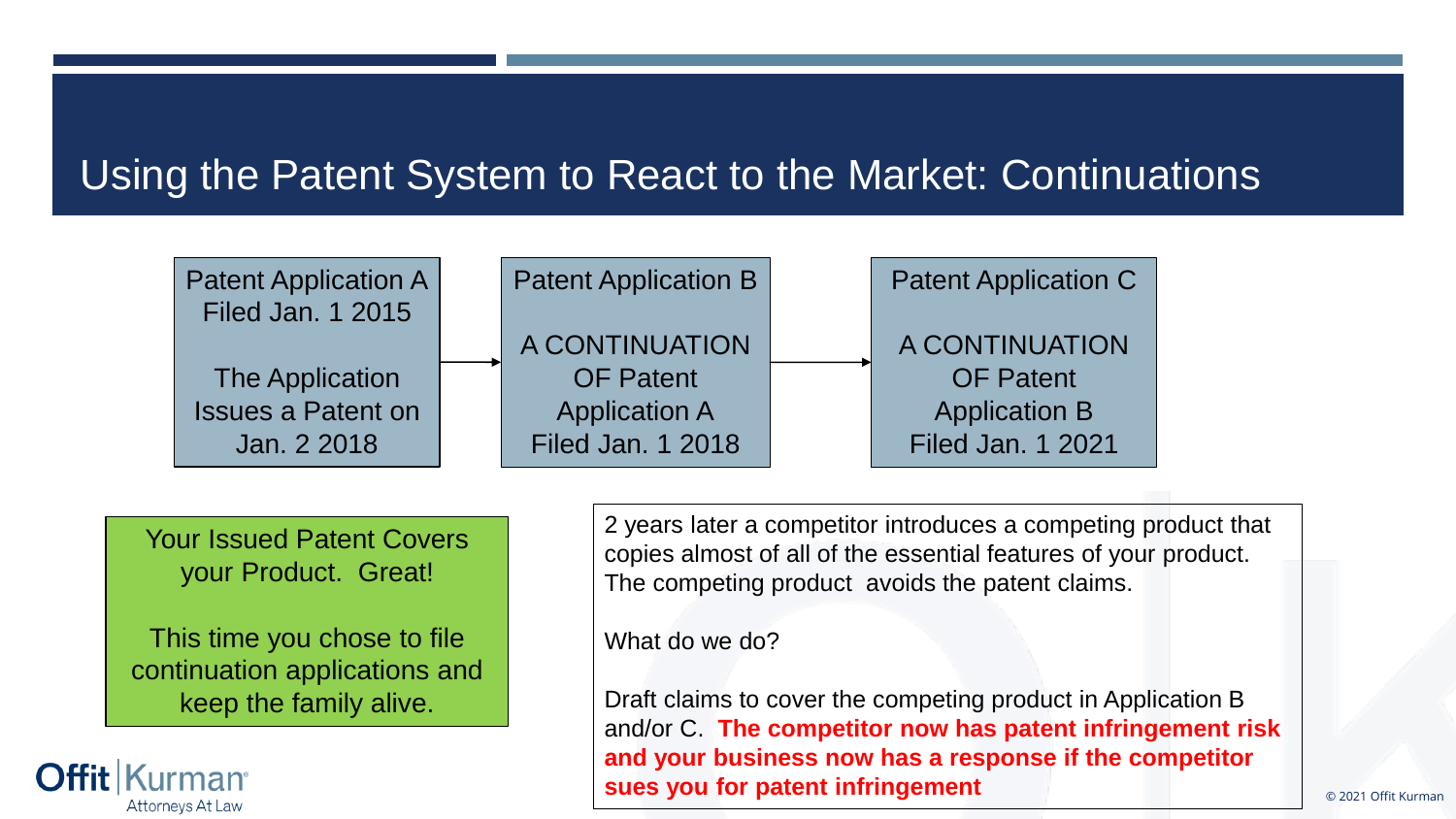# Using the Patent System to React to the Market: Continuations

**Patent Application A**
Filed Jan. 1 2015

The Application Issues a Patent on Jan. 2 2018

→

**Patent Application B**

A CONTINUATION OF Patent Application A
Filed Jan. 1 2018

→

**Patent Application C**

A CONTINUATION OF Patent Application B
Filed Jan. 1 2021

Your Issued Patent Covers your Product. Great!

This time you chose to file continuation applications and keep the family alive.

2 years later a competitor introduces a competing product that copies almost of all of the essential features of your product. The competing product avoids the patent claims.

What do we do?

Draft claims to cover the competing product in Application B and/or C. **The competitor now has patent infringement risk and your business now has a response if the competitor sues you for patent infringement**

© 2021 Offit Kurman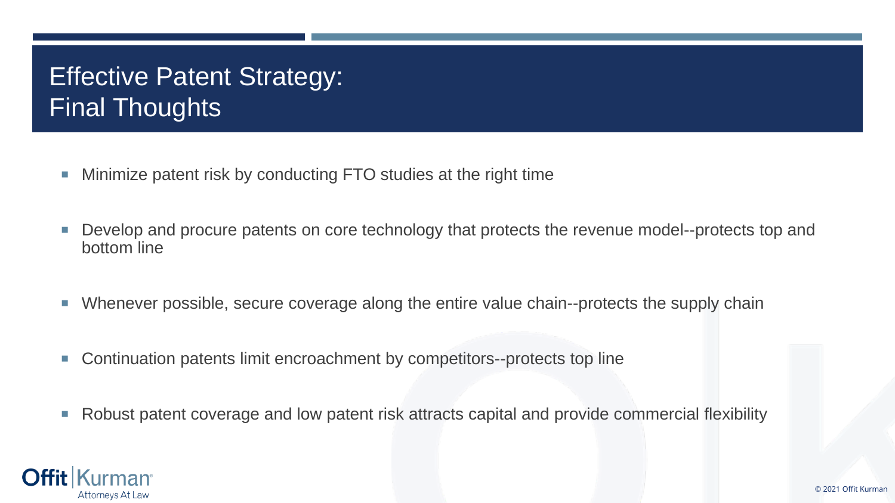# Effective Patent Strategy: Final Thoughts

- Minimize patent risk by conducting FTO studies at the right time
- Develop and procure patents on core technology that protects the revenue model--protects top and bottom line
- Whenever possible, secure coverage along the entire value chain--protects the supply chain
- Continuation patents limit encroachment by competitors--protects top line
- Robust patent coverage and low patent risk attracts capital and provide commercial flexibility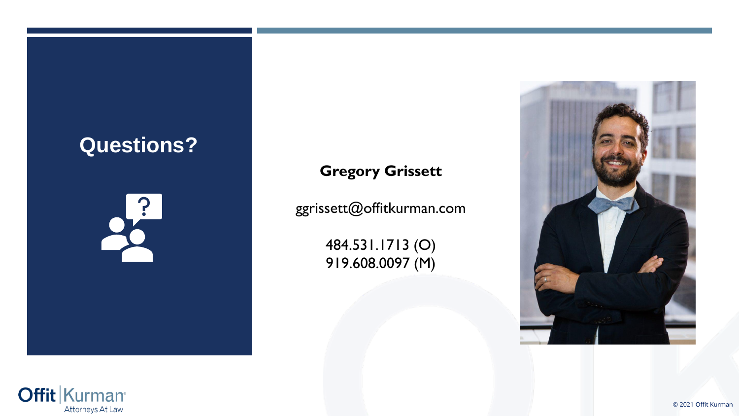# Questions?

**Gregory Grissett**

ggrissett@offitkurman.com

484.531.1713 (O)
919.608.0097 (M)

Offit | Kurman
Attorneys At Law

© 2021 Offit Kurman